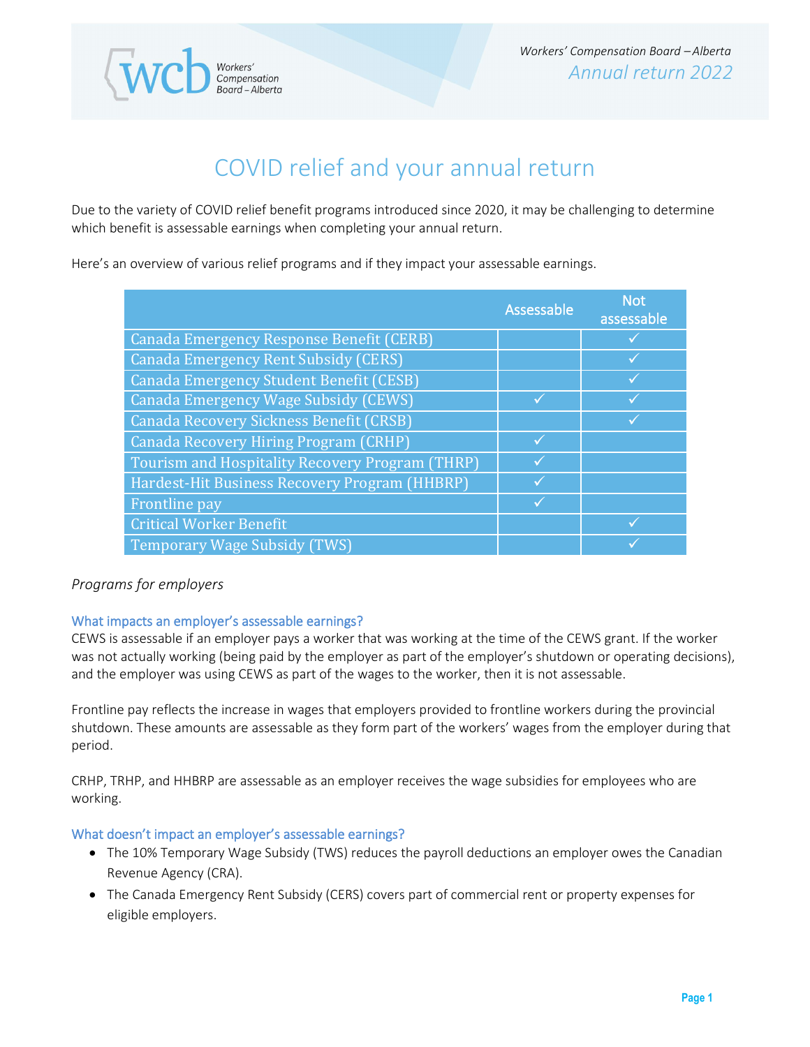Workers' Compensation Board – Alberta
Annual return 2022

# COVID relief and your annual return

Due to the variety of COVID relief benefit programs introduced since 2020, it may be challenging to determine which benefit is assessable earnings when completing your annual return.

Here's an overview of various relief programs and if they impact your assessable earnings.

| | Assessable | Not assessable |
|---|---|---|
| Canada Emergency Response Benefit (CERB) | | ✓ |
| Canada Emergency Rent Subsidy (CERS) | | ✓ |
| Canada Emergency Student Benefit (CESB) | | ✓ |
| Canada Emergency Wage Subsidy (CEWS) | ✓ | ✓ |
| Canada Recovery Sickness Benefit (CRSB) | | ✓ |
| Canada Recovery Hiring Program (CRHP) | ✓ | |
| Tourism and Hospitality Recovery Program (THRP) | ✓ | |
| Hardest-Hit Business Recovery Program (HHBRP) | ✓ | |
| Frontline pay | ✓ | |
| Critical Worker Benefit | | ✓ |
| Temporary Wage Subsidy (TWS) | | ✓ |

*Programs for employers*

### What impacts an employer's assessable earnings?

CEWS is assessable if an employer pays a worker that was working at the time of the CEWS grant. If the worker was not actually working (being paid by the employer as part of the employer's shutdown or operating decisions), and the employer was using CEWS as part of the wages to the worker, then it is not assessable.

Frontline pay reflects the increase in wages that employers provided to frontline workers during the provincial shutdown. These amounts are assessable as they form part of the workers' wages from the employer during that period.

CRHP, TRHP, and HHBRP are assessable as an employer receives the wage subsidies for employees who are working.

### What doesn't impact an employer's assessable earnings?

- The 10% Temporary Wage Subsidy (TWS) reduces the payroll deductions an employer owes the Canadian Revenue Agency (CRA).
- The Canada Emergency Rent Subsidy (CERS) covers part of commercial rent or property expenses for eligible employers.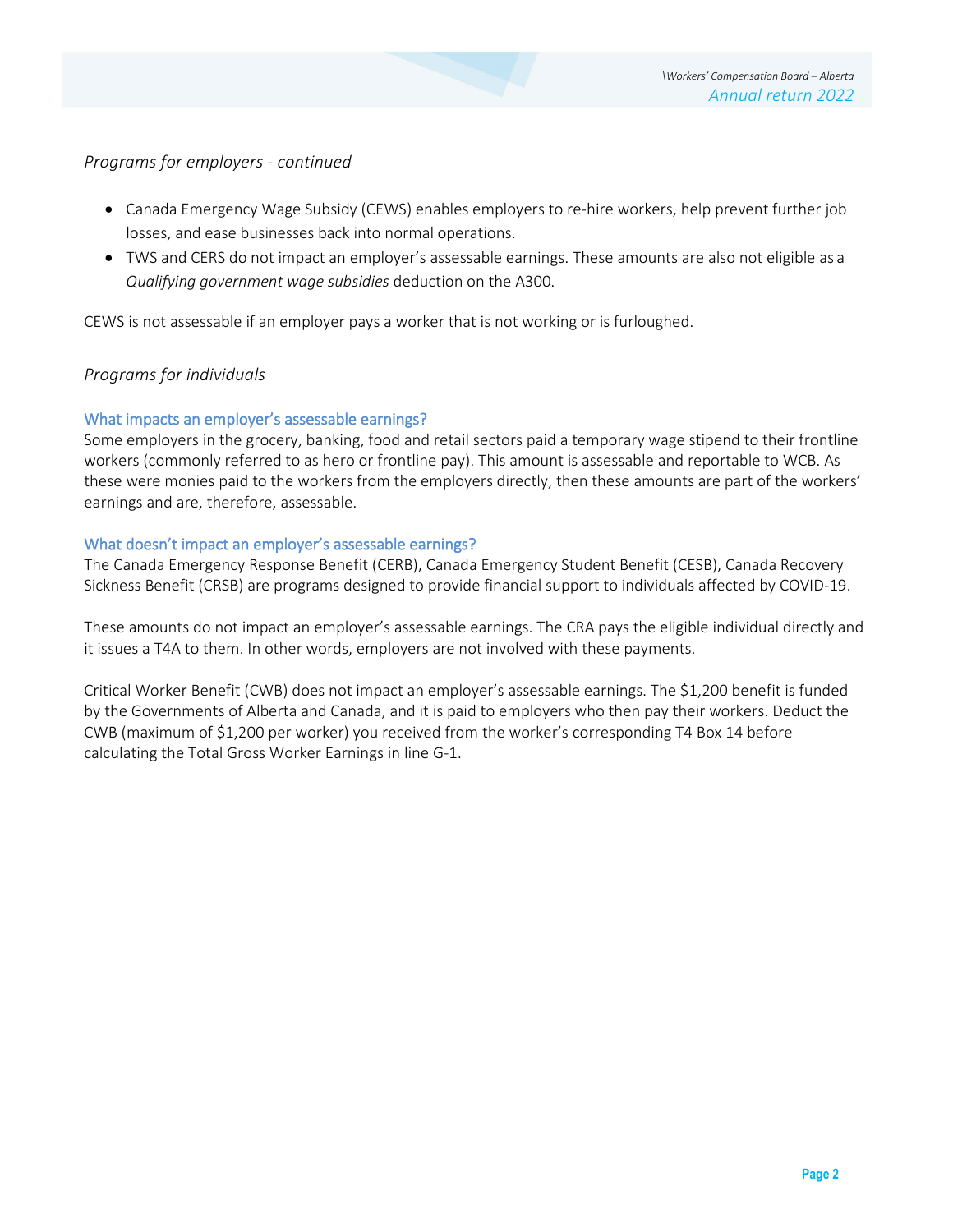*Programs for employers - continued*

- Canada Emergency Wage Subsidy (CEWS) enables employers to re-hire workers, help prevent further job losses, and ease businesses back into normal operations.
- TWS and CERS do not impact an employer's assessable earnings. These amounts are also not eligible as a *Qualifying government wage subsidies* deduction on the A300.

CEWS is not assessable if an employer pays a worker that is not working or is furloughed.

*Programs for individuals*

### What impacts an employer's assessable earnings?

Some employers in the grocery, banking, food and retail sectors paid a temporary wage stipend to their frontline workers (commonly referred to as hero or frontline pay). This amount is assessable and reportable to WCB. As these were monies paid to the workers from the employers directly, then these amounts are part of the workers' earnings and are, therefore, assessable.

### What doesn't impact an employer's assessable earnings?

The Canada Emergency Response Benefit (CERB), Canada Emergency Student Benefit (CESB), Canada Recovery Sickness Benefit (CRSB) are programs designed to provide financial support to individuals affected by COVID-19.

These amounts do not impact an employer's assessable earnings. The CRA pays the eligible individual directly and it issues a T4A to them. In other words, employers are not involved with these payments.

Critical Worker Benefit (CWB) does not impact an employer's assessable earnings. The $1,200 benefit is funded by the Governments of Alberta and Canada, and it is paid to employers who then pay their workers. Deduct the CWB (maximum of $1,200 per worker) you received from the worker's corresponding T4 Box 14 before calculating the Total Gross Worker Earnings in line G-1.